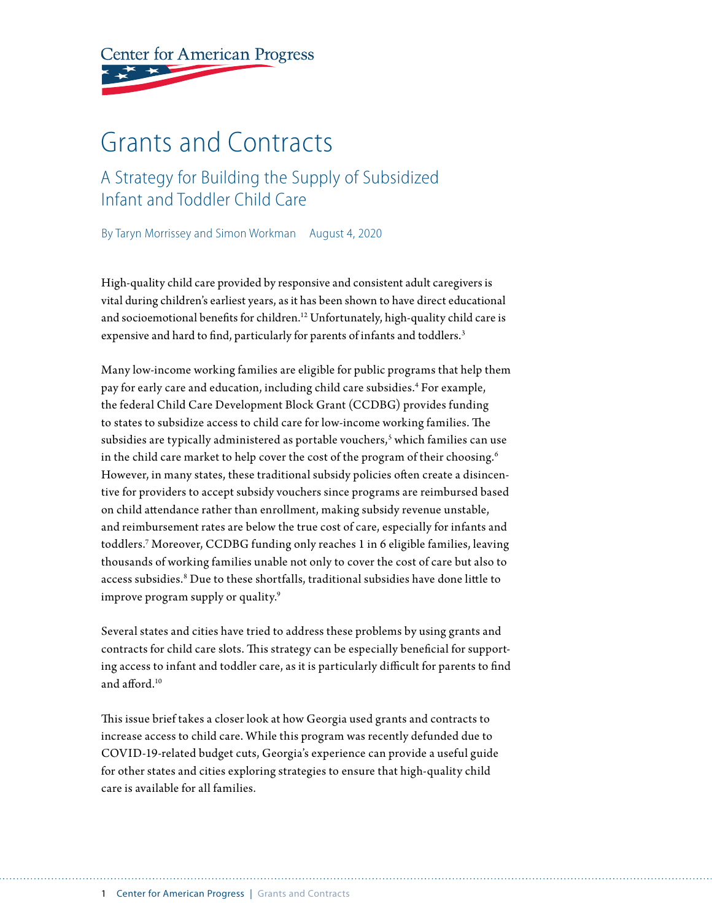Center for American Progress

# Grants and Contracts

## A Strategy for Building the Supply of Subsidized Infant and Toddler Child Care

By Taryn Morrissey and Simon Workman August 4, 2020

High-quality child care provided by responsive and consistent adult caregivers is vital during children's earliest years, as it has been shown to have direct educational and socioemotional benefits for children.[12] Unfortunately, high-quality child care is expensive and hard to find, particularly for parents of infants and toddlers.[3]

Many low-income working families are eligible for public programs that help them pay for early care and education, including child care subsidies.[4] For example, the federal Child Care Development Block Grant (CCDBG) provides funding to states to subsidize access to child care for low-income working families. The subsidies are typically administered as portable vouchers,[5] which families can use in the child care market to help cover the cost of the program of their choosing.[6] However, in many states, these traditional subsidy policies often create a disincentive for providers to accept subsidy vouchers since programs are reimbursed based on child attendance rather than enrollment, making subsidy revenue unstable, and reimbursement rates are below the true cost of care, especially for infants and toddlers.[7] Moreover, CCDBG funding only reaches 1 in 6 eligible families, leaving thousands of working families unable not only to cover the cost of care but also to access subsidies.[8] Due to these shortfalls, traditional subsidies have done little to improve program supply or quality.[9]

Several states and cities have tried to address these problems by using grants and contracts for child care slots. This strategy can be especially beneficial for supporting access to infant and toddler care, as it is particularly difficult for parents to find and afford.[10]

This issue brief takes a closer look at how Georgia used grants and contracts to increase access to child care. While this program was recently defunded due to COVID-19-related budget cuts, Georgia's experience can provide a useful guide for other states and cities exploring strategies to ensure that high-quality child care is available for all families.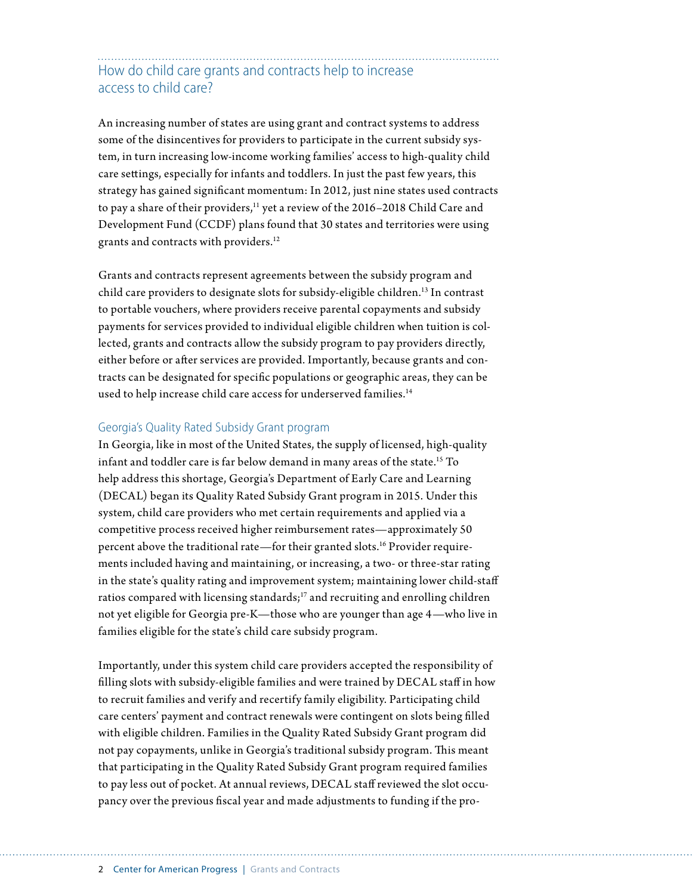## How do child care grants and contracts help to increase access to child care?

An increasing number of states are using grant and contract systems to address some of the disincentives for providers to participate in the current subsidy system, in turn increasing low-income working families' access to high-quality child care settings, especially for infants and toddlers. In just the past few years, this strategy has gained significant momentum: In 2012, just nine states used contracts to pay a share of their providers,[11] yet a review of the 2016–2018 Child Care and Development Fund (CCDF) plans found that 30 states and territories were using grants and contracts with providers.[12]

Grants and contracts represent agreements between the subsidy program and child care providers to designate slots for subsidy-eligible children.[13] In contrast to portable vouchers, where providers receive parental copayments and subsidy payments for services provided to individual eligible children when tuition is collected, grants and contracts allow the subsidy program to pay providers directly, either before or after services are provided. Importantly, because grants and contracts can be designated for specific populations or geographic areas, they can be used to help increase child care access for underserved families.[14]

### Georgia's Quality Rated Subsidy Grant program

In Georgia, like in most of the United States, the supply of licensed, high-quality infant and toddler care is far below demand in many areas of the state.[15] To help address this shortage, Georgia's Department of Early Care and Learning (DECAL) began its Quality Rated Subsidy Grant program in 2015. Under this system, child care providers who met certain requirements and applied via a competitive process received higher reimbursement rates—approximately 50 percent above the traditional rate—for their granted slots.[16] Provider requirements included having and maintaining, or increasing, a two- or three-star rating in the state's quality rating and improvement system; maintaining lower child-staff ratios compared with licensing standards;[17] and recruiting and enrolling children not yet eligible for Georgia pre-K—those who are younger than age 4—who live in families eligible for the state's child care subsidy program.

Importantly, under this system child care providers accepted the responsibility of filling slots with subsidy-eligible families and were trained by DECAL staff in how to recruit families and verify and recertify family eligibility. Participating child care centers' payment and contract renewals were contingent on slots being filled with eligible children. Families in the Quality Rated Subsidy Grant program did not pay copayments, unlike in Georgia's traditional subsidy program. This meant that participating in the Quality Rated Subsidy Grant program required families to pay less out of pocket. At annual reviews, DECAL staff reviewed the slot occupancy over the previous fiscal year and made adjustments to funding if the pro-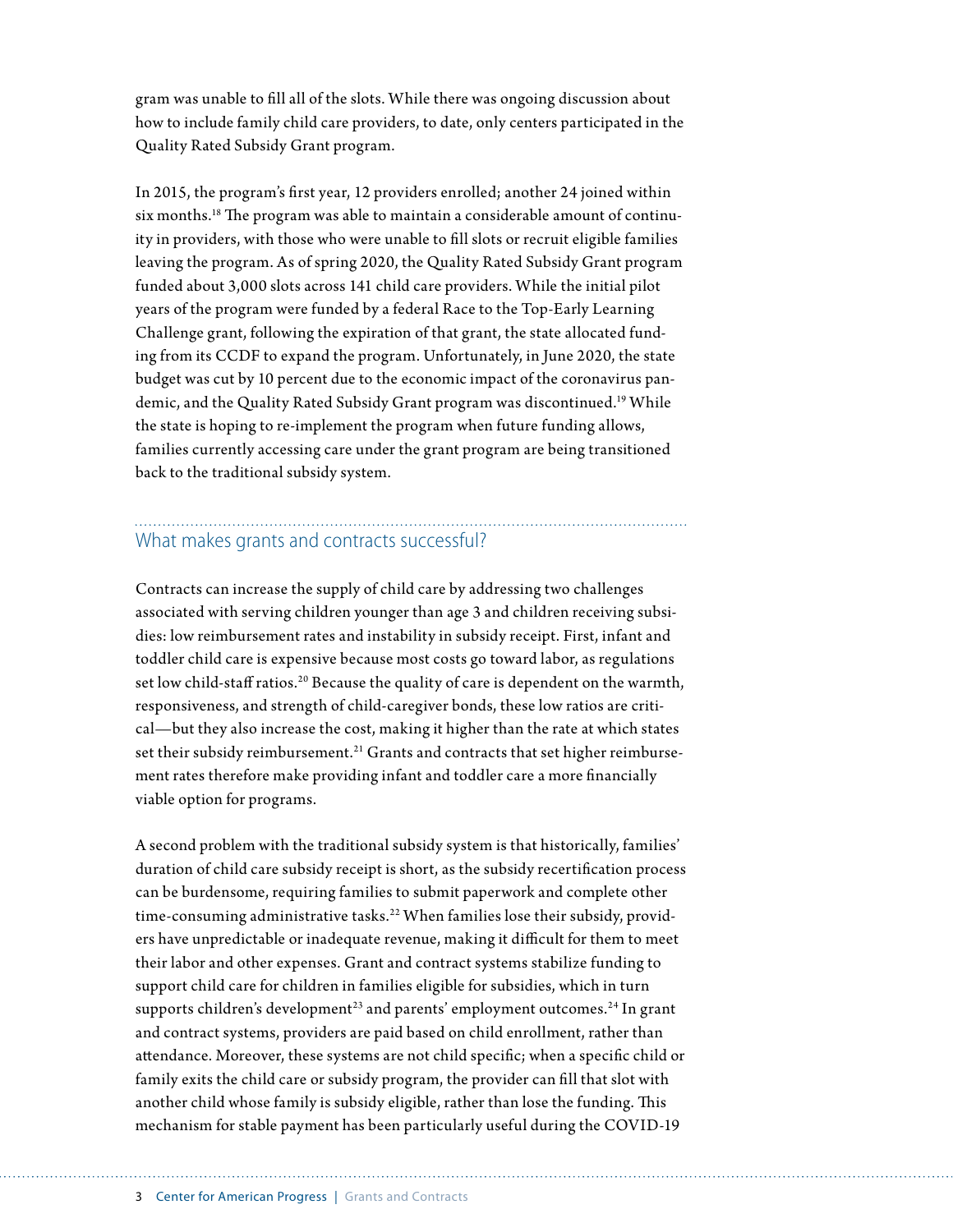gram was unable to fill all of the slots. While there was ongoing discussion about how to include family child care providers, to date, only centers participated in the Quality Rated Subsidy Grant program.

In 2015, the program's first year, 12 providers enrolled; another 24 joined within six months.[18] The program was able to maintain a considerable amount of continuity in providers, with those who were unable to fill slots or recruit eligible families leaving the program. As of spring 2020, the Quality Rated Subsidy Grant program funded about 3,000 slots across 141 child care providers. While the initial pilot years of the program were funded by a federal Race to the Top-Early Learning Challenge grant, following the expiration of that grant, the state allocated funding from its CCDF to expand the program. Unfortunately, in June 2020, the state budget was cut by 10 percent due to the economic impact of the coronavirus pandemic, and the Quality Rated Subsidy Grant program was discontinued.[19] While the state is hoping to re-implement the program when future funding allows, families currently accessing care under the grant program are being transitioned back to the traditional subsidy system.

## What makes grants and contracts successful?

Contracts can increase the supply of child care by addressing two challenges associated with serving children younger than age 3 and children receiving subsidies: low reimbursement rates and instability in subsidy receipt. First, infant and toddler child care is expensive because most costs go toward labor, as regulations set low child-staff ratios.[20] Because the quality of care is dependent on the warmth, responsiveness, and strength of child-caregiver bonds, these low ratios are critical—but they also increase the cost, making it higher than the rate at which states set their subsidy reimbursement.[21] Grants and contracts that set higher reimbursement rates therefore make providing infant and toddler care a more financially viable option for programs.

A second problem with the traditional subsidy system is that historically, families' duration of child care subsidy receipt is short, as the subsidy recertification process can be burdensome, requiring families to submit paperwork and complete other time-consuming administrative tasks.[22] When families lose their subsidy, providers have unpredictable or inadequate revenue, making it difficult for them to meet their labor and other expenses. Grant and contract systems stabilize funding to support child care for children in families eligible for subsidies, which in turn supports children's development[23] and parents' employment outcomes.[24] In grant and contract systems, providers are paid based on child enrollment, rather than attendance. Moreover, these systems are not child specific; when a specific child or family exits the child care or subsidy program, the provider can fill that slot with another child whose family is subsidy eligible, rather than lose the funding. This mechanism for stable payment has been particularly useful during the COVID-19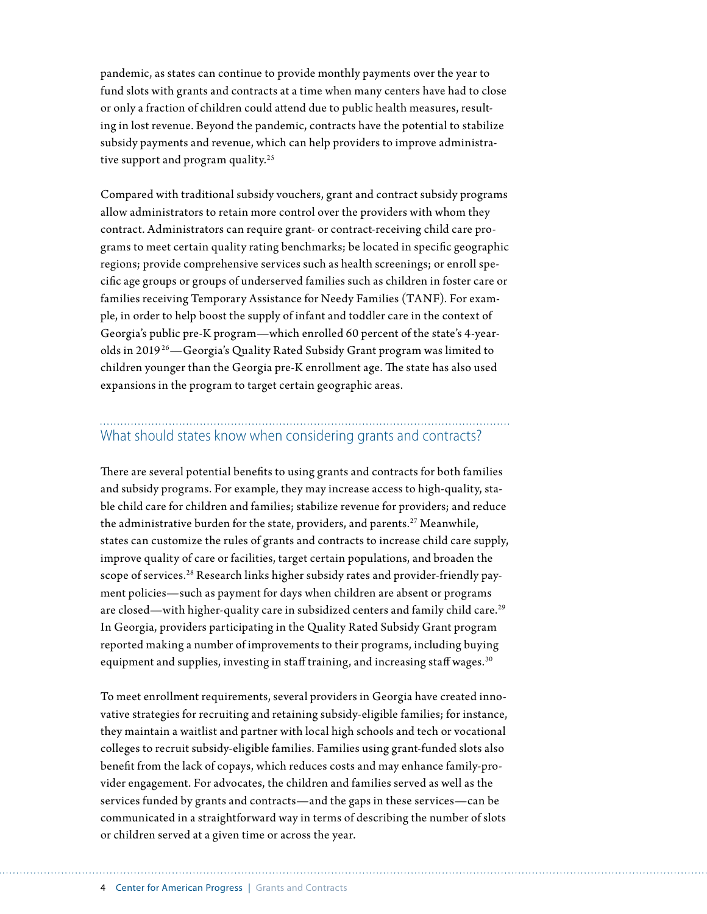pandemic, as states can continue to provide monthly payments over the year to fund slots with grants and contracts at a time when many centers have had to close or only a fraction of children could attend due to public health measures, resulting in lost revenue. Beyond the pandemic, contracts have the potential to stabilize subsidy payments and revenue, which can help providers to improve administrative support and program quality.[25]

Compared with traditional subsidy vouchers, grant and contract subsidy programs allow administrators to retain more control over the providers with whom they contract. Administrators can require grant- or contract-receiving child care programs to meet certain quality rating benchmarks; be located in specific geographic regions; provide comprehensive services such as health screenings; or enroll specific age groups or groups of underserved families such as children in foster care or families receiving Temporary Assistance for Needy Families (TANF). For example, in order to help boost the supply of infant and toddler care in the context of Georgia's public pre-K program—which enrolled 60 percent of the state's 4-year-olds in 2019[26]—Georgia's Quality Rated Subsidy Grant program was limited to children younger than the Georgia pre-K enrollment age. The state has also used expansions in the program to target certain geographic areas.

## What should states know when considering grants and contracts?

There are several potential benefits to using grants and contracts for both families and subsidy programs. For example, they may increase access to high-quality, stable child care for children and families; stabilize revenue for providers; and reduce the administrative burden for the state, providers, and parents.[27] Meanwhile, states can customize the rules of grants and contracts to increase child care supply, improve quality of care or facilities, target certain populations, and broaden the scope of services.[28] Research links higher subsidy rates and provider-friendly payment policies—such as payment for days when children are absent or programs are closed—with higher-quality care in subsidized centers and family child care.[29] In Georgia, providers participating in the Quality Rated Subsidy Grant program reported making a number of improvements to their programs, including buying equipment and supplies, investing in staff training, and increasing staff wages.[30]

To meet enrollment requirements, several providers in Georgia have created innovative strategies for recruiting and retaining subsidy-eligible families; for instance, they maintain a waitlist and partner with local high schools and tech or vocational colleges to recruit subsidy-eligible families. Families using grant-funded slots also benefit from the lack of copays, which reduces costs and may enhance family-provider engagement. For advocates, the children and families served as well as the services funded by grants and contracts—and the gaps in these services—can be communicated in a straightforward way in terms of describing the number of slots or children served at a given time or across the year.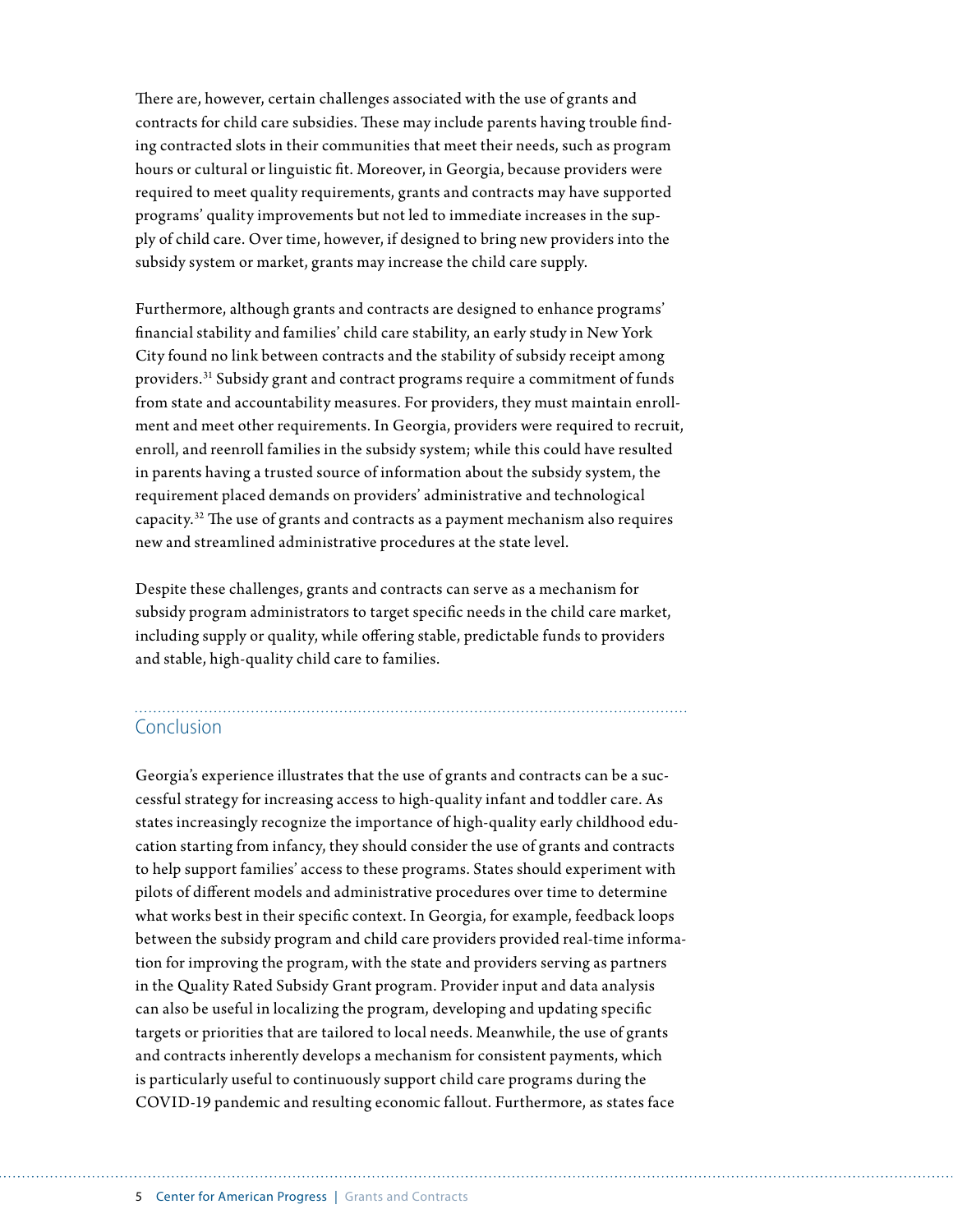There are, however, certain challenges associated with the use of grants and contracts for child care subsidies. These may include parents having trouble finding contracted slots in their communities that meet their needs, such as program hours or cultural or linguistic fit. Moreover, in Georgia, because providers were required to meet quality requirements, grants and contracts may have supported programs' quality improvements but not led to immediate increases in the supply of child care. Over time, however, if designed to bring new providers into the subsidy system or market, grants may increase the child care supply.

Furthermore, although grants and contracts are designed to enhance programs' financial stability and families' child care stability, an early study in New York City found no link between contracts and the stability of subsidy receipt among providers.[31] Subsidy grant and contract programs require a commitment of funds from state and accountability measures. For providers, they must maintain enrollment and meet other requirements. In Georgia, providers were required to recruit, enroll, and reenroll families in the subsidy system; while this could have resulted in parents having a trusted source of information about the subsidy system, the requirement placed demands on providers' administrative and technological capacity.[32] The use of grants and contracts as a payment mechanism also requires new and streamlined administrative procedures at the state level.

Despite these challenges, grants and contracts can serve as a mechanism for subsidy program administrators to target specific needs in the child care market, including supply or quality, while offering stable, predictable funds to providers and stable, high-quality child care to families.

## Conclusion

Georgia's experience illustrates that the use of grants and contracts can be a successful strategy for increasing access to high-quality infant and toddler care. As states increasingly recognize the importance of high-quality early childhood education starting from infancy, they should consider the use of grants and contracts to help support families' access to these programs. States should experiment with pilots of different models and administrative procedures over time to determine what works best in their specific context. In Georgia, for example, feedback loops between the subsidy program and child care providers provided real-time information for improving the program, with the state and providers serving as partners in the Quality Rated Subsidy Grant program. Provider input and data analysis can also be useful in localizing the program, developing and updating specific targets or priorities that are tailored to local needs. Meanwhile, the use of grants and contracts inherently develops a mechanism for consistent payments, which is particularly useful to continuously support child care programs during the COVID-19 pandemic and resulting economic fallout. Furthermore, as states face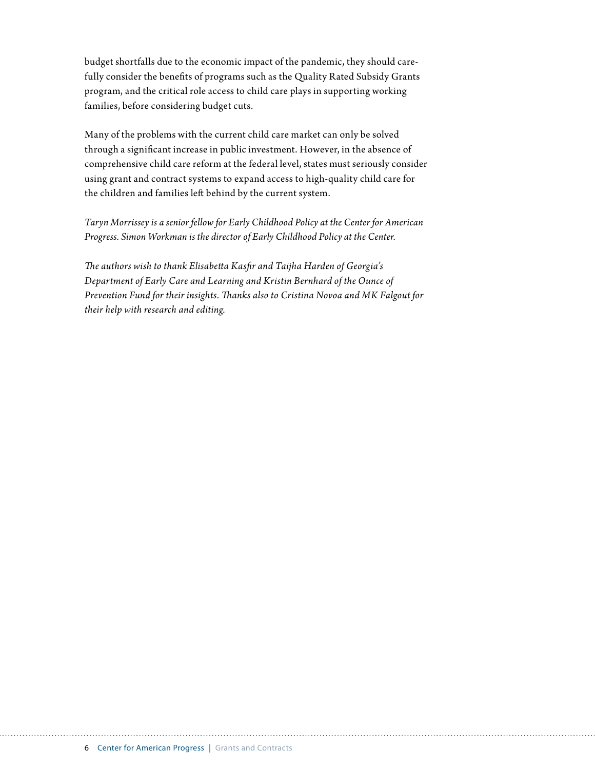budget shortfalls due to the economic impact of the pandemic, they should carefully consider the benefits of programs such as the Quality Rated Subsidy Grants program, and the critical role access to child care plays in supporting working families, before considering budget cuts.

Many of the problems with the current child care market can only be solved through a significant increase in public investment. However, in the absence of comprehensive child care reform at the federal level, states must seriously consider using grant and contract systems to expand access to high-quality child care for the children and families left behind by the current system.

*Taryn Morrissey is a senior fellow for Early Childhood Policy at the Center for American Progress. Simon Workman is the director of Early Childhood Policy at the Center.*

*The authors wish to thank Elisabetta Kasfir and Taijha Harden of Georgia's Department of Early Care and Learning and Kristin Bernhard of the Ounce of Prevention Fund for their insights. Thanks also to Cristina Novoa and MK Falgout for their help with research and editing.*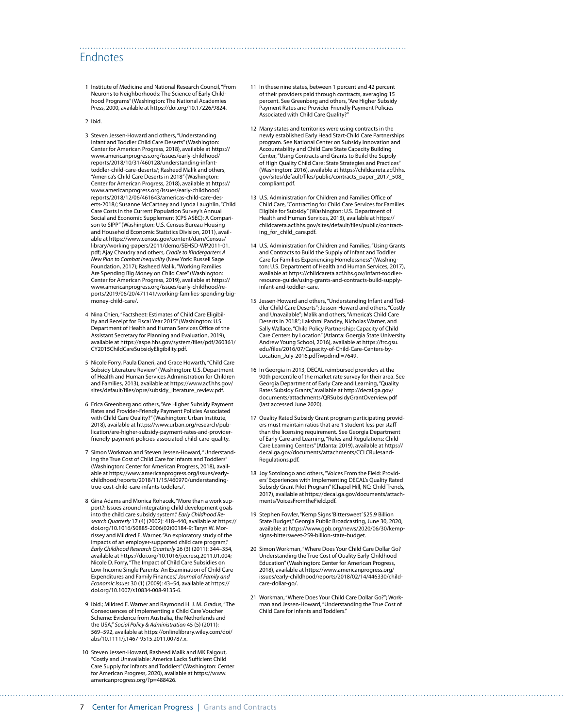## Endnotes

1. Institute of Medicine and National Research Council, "From Neurons to Neighborhoods: The Science of Early Childhood Programs" (Washington: The National Academies Press, 2000, available at https://doi.org/10.17226/9824.
2. Ibid.
3. Steven Jessen-Howard and others, "Understanding Infant and Toddler Child Care Deserts" (Washington: Center for American Progress, 2018), available at https://www.americanprogress.org/issues/early-childhood/reports/2018/10/31/460128/understanding-infant-toddler-child-care-deserts/; Rasheed Malik and others, "America's Child Care Deserts in 2018" (Washington: Center for American Progress, 2018), available at https://www.americanprogress.org/issues/early-childhood/reports/2018/12/06/461643/americas-child-care-deserts-2018/; Susanne McCartney and Lynda Laughlin, "Child Care Costs in the Current Population Survey's Annual Social and Economic Supplement (CPS ASEC): A Comparison to SIPP" (Washington: U.S. Census Bureau Housing and Household Economic Statistics Division, 2011), available at https://www.census.gov/content/dam/Census/library/working-papers/2011/demo/SEHSD-WP2011-01.pdf; Ajay Chaudry and others, *Cradle to Kindergarten: A New Plan to Combat Inequality* (New York: Russell Sage Foundation, 2017); Rasheed Malik, "Working Families Are Spending Big Money on Child Care" (Washington: Center for American Progress, 2019), available at https://www.americanprogress.org/issues/early-childhood/reports/2019/06/20/471141/working-families-spending-big-money-child-care/.
4. Nina Chien, "Factsheet: Estimates of Child Care Eligibility and Receipt for Fiscal Year 2015" (Washington: U.S. Department of Health and Human Services Office of the Assistant Secretary for Planning and Evaluation, 2019), available at https://aspe.hhs.gov/system/files/pdf/260361/CY2015ChildCareSubsidyEligibility.pdf.
5. Nicole Forry, Paula Daneri, and Grace Howarth, "Child Care Subsidy Literature Review" (Washington: U.S. Department of Health and Human Services Administration for Children and Families, 2013), available at https://www.acf.hhs.gov/sites/default/files/opre/subsidy_literature_review.pdf.
6. Erica Greenberg and others, "Are Higher Subsidy Payment Rates and Provider-Friendly Payment Policies Associated with Child Care Quality?" (Washington: Urban Institute, 2018), available at https://www.urban.org/research/publication/are-higher-subsidy-payment-rates-and-provider-friendly-payment-policies-associated-child-care-quality.
7. Simon Workman and Steven Jessen-Howard, "Understanding the True Cost of Child Care for Infants and Toddlers" (Washington: Center for American Progress, 2018), available at https://www.americanprogress.org/issues/early-childhood/reports/2018/11/15/460970/understanding-true-cost-child-care-infants-toddlers/.
8. Gina Adams and Monica Rohacek, "More than a work support?: Issues around integrating child development goals into the child care subsidy system," *Early Childhood Research Quarterly* 17 (4) (2002): 418–440, available at https://doi.org/10.1016/S0885-2006(02)00184-9; Taryn W. Morrissey and Mildred E. Warner, "An exploratory study of the impacts of an employer-supported child care program," *Early Childhood Research Quarterly* 26 (3) (2011): 344–354, available at https://doi.org/10.1016/j.ecresq.2011.01.004; Nicole D. Forry, "The Impact of Child Care Subsidies on Low-Income Single Parents: An Examination of Child Care Expenditures and Family Finances," *Journal of Family and Economic Issues* 30 (1) (2009): 43–54, available at https://doi.org/10.1007/s10834-008-9135-6.
9. Ibid.; Mildred E. Warner and Raymond H. J. M. Gradus, "The Consequences of Implementing a Child Care Voucher Scheme: Evidence from Australia, the Netherlands and the USA," *Social Policy & Administration* 45 (5) (2011): 569–592, available at https://onlinelibrary.wiley.com/doi/abs/10.1111/j.1467-9515.2011.00787.x.
10. Steven Jessen-Howard, Rasheed Malik and MK Falgout, "Costly and Unavailable: America Lacks Sufficient Child Care Supply for Infants and Toddlers" (Washington: Center for American Progress, 2020), available at https://www.americanprogress.org/?p=488426.
11. In these nine states, between 1 percent and 42 percent of their providers paid through contracts, averaging 15 percent. See Greenberg and others, "Are Higher Subsidy Payment Rates and Provider-Friendly Payment Policies Associated with Child Care Quality?"
12. Many states and territories were using contracts in the newly established Early Head Start-Child Care Partnerships program. See National Center on Subsidy Innovation and Accountability and Child Care State Capacity Building Center, "Using Contracts and Grants to Build the Supply of High Quality Child Care: State Strategies and Practices" (Washington: 2016), available at https://childcareta.acf.hhs.gov/sites/default/files/public/contracts_paper_2017_508_compliant.pdf.
13. U.S. Administration for Children and Families Office of Child Care, "Contracting for Child Care Services for Families Eligible for Subsidy" (Washington: U.S. Department of Health and Human Services, 2013), available at https://childcareta.acf.hhs.gov/sites/default/files/public/contracting_for_child_care.pdf.
14. U.S. Administration for Children and Families, "Using Grants and Contracts to Build the Supply of Infant and Toddler Care for Families Experiencing Homelessness" (Washington: U.S. Department of Health and Human Services, 2017), available at https://childcareta.acf.hhs.gov/infant-toddler-resource-guide/using-grants-and-contracts-build-supply-infant-and-toddler-care.
15. Jessen-Howard and others, "Understanding Infant and Toddler Child Care Deserts"; Jessen-Howard and others, "Costly and Unavailable"; Malik and others, "America's Child Care Deserts in 2018"; Lakshmi Pandey, Nicholas Warner, and Sally Wallace, "Child Policy Partnership: Capacity of Child Care Centers by Location" (Atlanta: Georgia State University Andrew Young School, 2016), available at https://frc.gsu.edu/files/2016/07/Capacity-of-Child-Care-Centers-by-Location_July-2016.pdf?wpdmdl=7649.
16. In Georgia in 2013, DECAL reimbursed providers at the 90th percentile of the market rate survey for their area. See Georgia Department of Early Care and Learning, "Quality Rates Subsidy Grants," available at http://decal.ga.gov/documents/attachments/QRSubsidyGrantOverview.pdf (last accessed June 2020).
17. Quality Rated Subsidy Grant program participating providers must maintain ratios that are 1 student less per staff than the licensing requirement. See Georgia Department of Early Care and Learning, "Rules and Regulations: Child Care Learning Centers" (Atlanta: 2019), available at https://decal.ga.gov/documents/attachments/CCLCRulesandRegulations.pdf.
18. Joy Sotolongo and others, "Voices From the Field: Providers' Experiences with Implementing DECAL's Quality Rated Subsidy Grant Pilot Program" (Chapel Hill, NC: Child Trends, 2017), available at https://decal.ga.gov/documents/attachments/VoicesFromtheField.pdf.
19. Stephen Fowler, "Kemp Signs 'Bittersweet' $25.9 Billion State Budget," Georgia Public Broadcasting, June 30, 2020, available at https://www.gpb.org/news/2020/06/30/kemp-signs-bittersweet-259-billion-state-budget.
20. Simon Workman, "Where Does Your Child Care Dollar Go? Understanding the True Cost of Quality Early Childhood Education" (Washington: Center for American Progress, 2018), available at https://www.americanprogress.org/issues/early-childhood/reports/2018/02/14/446330/child-care-dollar-go/.
21. Workman, "Where Does Your Child Care Dollar Go?"; Workman and Jessen-Howard, "Understanding the True Cost of Child Care for Infants and Toddlers."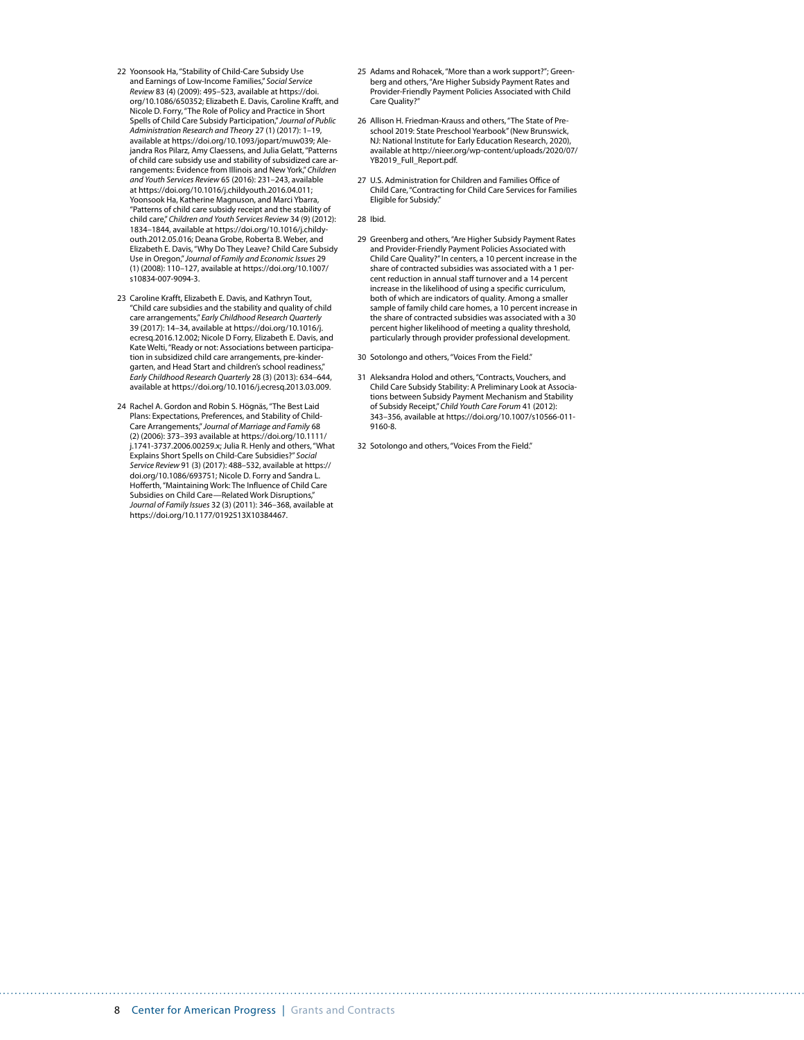22 Yoonsook Ha, "Stability of Child-Care Subsidy Use and Earnings of Low-Income Families," *Social Service Review* 83 (4) (2009): 495–523, available at https://doi.org/10.1086/650352; Elizabeth E. Davis, Caroline Krafft, and Nicole D. Forry, "The Role of Policy and Practice in Short Spells of Child Care Subsidy Participation," *Journal of Public Administration Research and Theory* 27 (1) (2017): 1–19, available at https://doi.org/10.1093/jopart/muw039; Alejandra Ros Pilarz, Amy Claessens, and Julia Gelatt, "Patterns of child care subsidy use and stability of subsidized care arrangements: Evidence from Illinois and New York," *Children and Youth Services Review* 65 (2016): 231–243, available at https://doi.org/10.1016/j.childyouth.2016.04.011; Yoonsook Ha, Katherine Magnuson, and Marci Ybarra, "Patterns of child care subsidy receipt and the stability of child care," *Children and Youth Services Review* 34 (9) (2012): 1834–1844, available at https://doi.org/10.1016/j.childyouth.2012.05.016; Deana Grobe, Roberta B. Weber, and Elizabeth E. Davis, "Why Do They Leave? Child Care Subsidy Use in Oregon," *Journal of Family and Economic Issues* 29 (1) (2008): 110–127, available at https://doi.org/10.1007/s10834-007-9094-3.

23 Caroline Krafft, Elizabeth E. Davis, and Kathryn Tout, "Child care subsidies and the stability and quality of child care arrangements," *Early Childhood Research Quarterly* 39 (2017): 14–34, available at https://doi.org/10.1016/j.ecresq.2016.12.002; Nicole D Forry, Elizabeth E. Davis, and Kate Welti, "Ready or not: Associations between participation in subsidized child care arrangements, pre-kindergarten, and Head Start and children's school readiness," *Early Childhood Research Quarterly* 28 (3) (2013): 634–644, available at https://doi.org/10.1016/j.ecresq.2013.03.009.

24 Rachel A. Gordon and Robin S. Högnäs, "The Best Laid Plans: Expectations, Preferences, and Stability of Child-Care Arrangements," *Journal of Marriage and Family* 68 (2) (2006): 373–393 available at https://doi.org/10.1111/j.1741-3737.2006.00259.x; Julia R. Henly and others, "What Explains Short Spells on Child-Care Subsidies?" *Social Service Review* 91 (3) (2017): 488–532, available at https://doi.org/10.1086/693751; Nicole D. Forry and Sandra L. Hofferth, "Maintaining Work: The Influence of Child Care Subsidies on Child Care—Related Work Disruptions," *Journal of Family Issues* 32 (3) (2011): 346–368, available at https://doi.org/10.1177/0192513X10384467.

25 Adams and Rohacek, "More than a work support?"; Greenberg and others, "Are Higher Subsidy Payment Rates and Provider-Friendly Payment Policies Associated with Child Care Quality?"

26 Allison H. Friedman-Krauss and others, "The State of Preschool 2019: State Preschool Yearbook" (New Brunswick, NJ: National Institute for Early Education Research, 2020), available at http://nieer.org/wp-content/uploads/2020/07/YB2019_Full_Report.pdf.

27 U.S. Administration for Children and Families Office of Child Care, "Contracting for Child Care Services for Families Eligible for Subsidy."

28 Ibid.

29 Greenberg and others, "Are Higher Subsidy Payment Rates and Provider-Friendly Payment Policies Associated with Child Care Quality?" In centers, a 10 percent increase in the share of contracted subsidies was associated with a 1 percent reduction in annual staff turnover and a 14 percent increase in the likelihood of using a specific curriculum, both of which are indicators of quality. Among a smaller sample of family child care homes, a 10 percent increase in the share of contracted subsidies was associated with a 30 percent higher likelihood of meeting a quality threshold, particularly through provider professional development.

30 Sotolongo and others, "Voices From the Field."

31 Aleksandra Holod and others, "Contracts, Vouchers, and Child Care Subsidy Stability: A Preliminary Look at Associations between Subsidy Payment Mechanism and Stability of Subsidy Receipt," *Child Youth Care Forum* 41 (2012): 343–356, available at https://doi.org/10.1007/s10566-011-9160-8.

32 Sotolongo and others, "Voices From the Field."